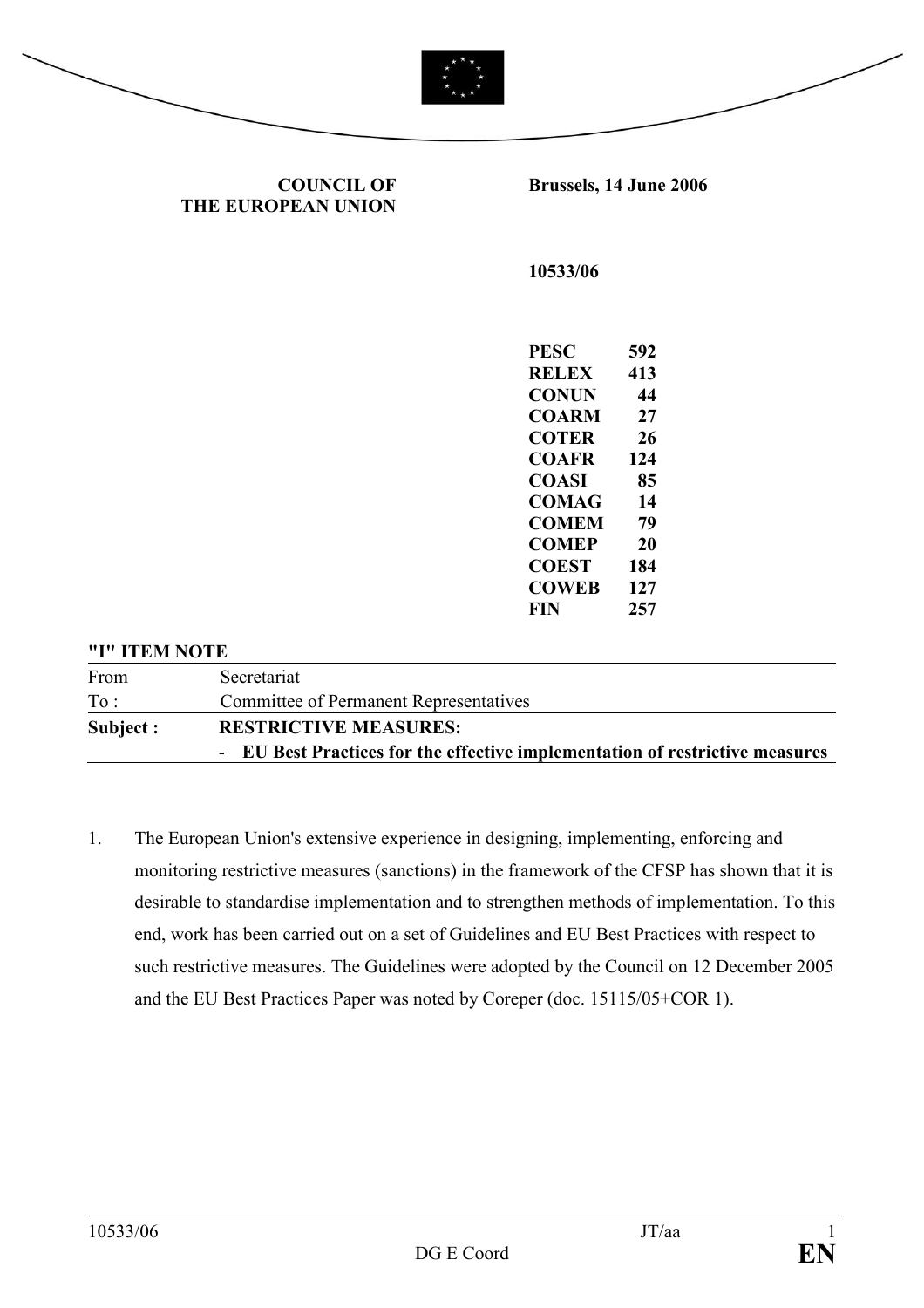**COUNCIL OF THE EUROPEAN UNION**

**Brussels, 14 June 2006**

**10533/06**

| | |
|---|---|
| **PESC** | **592** |
| **RELEX** | **413** |
| **CONUN** | **44** |
| **COARM** | **27** |
| **COTER** | **26** |
| **COAFR** | **124** |
| **COASI** | **85** |
| **COMAG** | **14** |
| **COMEM** | **79** |
| **COMEP** | **20** |
| **COEST** | **184** |
| **COWEB** | **127** |
| **FIN** | **257** |

**"I" ITEM NOTE**

| | |
|---|---|
| From | Secretariat |
| To : | Committee of Permanent Representatives |
| **Subject :** | **RESTRICTIVE MEASURES:** - **EU Best Practices for the effective implementation of restrictive measures** |

1. The European Union's extensive experience in designing, implementing, enforcing and monitoring restrictive measures (sanctions) in the framework of the CFSP has shown that it is desirable to standardise implementation and to strengthen methods of implementation. To this end, work has been carried out on a set of Guidelines and EU Best Practices with respect to such restrictive measures. The Guidelines were adopted by the Council on 12 December 2005 and the EU Best Practices Paper was noted by Coreper (doc. 15115/05+COR 1).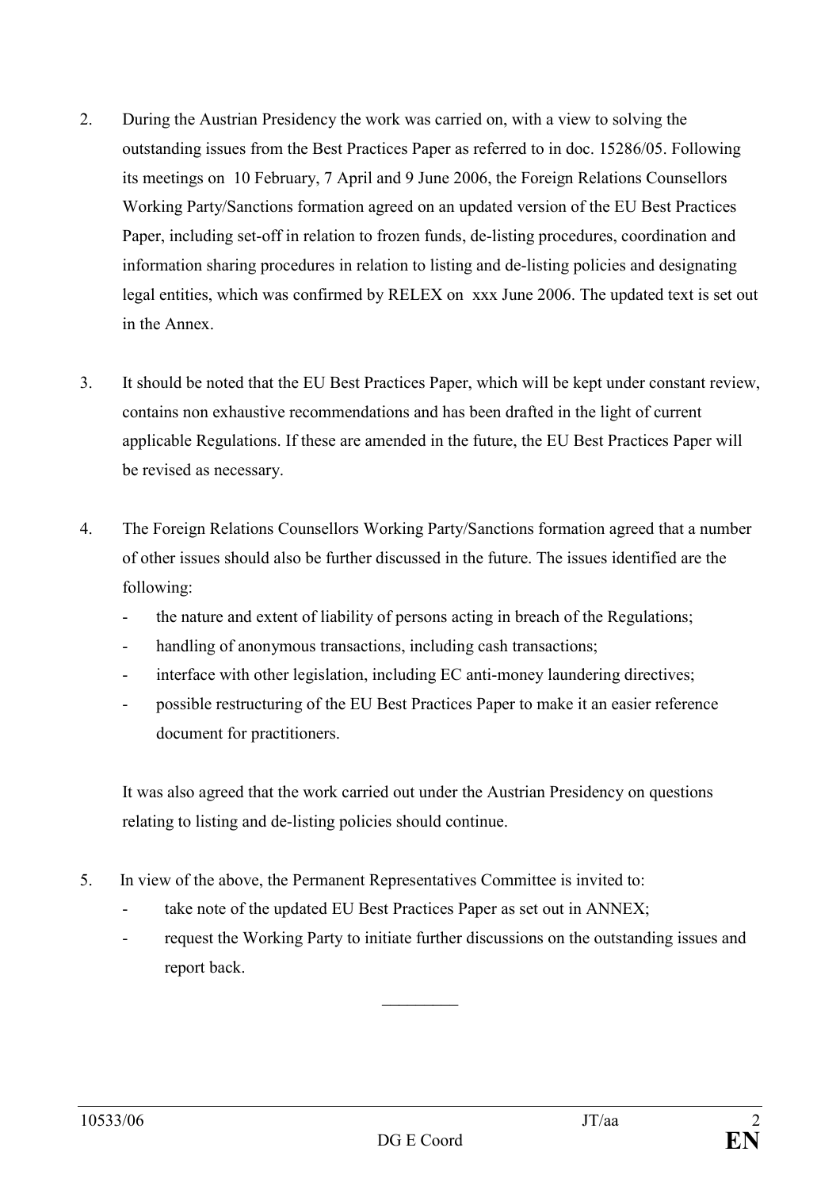2. During the Austrian Presidency the work was carried on, with a view to solving the outstanding issues from the Best Practices Paper as referred to in doc. 15286/05. Following its meetings on 10 February, 7 April and 9 June 2006, the Foreign Relations Counsellors Working Party/Sanctions formation agreed on an updated version of the EU Best Practices Paper, including set-off in relation to frozen funds, de-listing procedures, coordination and information sharing procedures in relation to listing and de-listing policies and designating legal entities, which was confirmed by RELEX on xxx June 2006. The updated text is set out in the Annex.

3. It should be noted that the EU Best Practices Paper, which will be kept under constant review, contains non exhaustive recommendations and has been drafted in the light of current applicable Regulations. If these are amended in the future, the EU Best Practices Paper will be revised as necessary.

4. The Foreign Relations Counsellors Working Party/Sanctions formation agreed that a number of other issues should also be further discussed in the future. The issues identified are the following:
   - the nature and extent of liability of persons acting in breach of the Regulations;
   - handling of anonymous transactions, including cash transactions;
   - interface with other legislation, including EC anti-money laundering directives;
   - possible restructuring of the EU Best Practices Paper to make it an easier reference document for practitioners.

   It was also agreed that the work carried out under the Austrian Presidency on questions relating to listing and de-listing policies should continue.

5. In view of the above, the Permanent Representatives Committee is invited to:
   - take note of the updated EU Best Practices Paper as set out in ANNEX;
   - request the Working Party to initiate further discussions on the outstanding issues and report back.

\_\_\_\_\_\_\_\_\_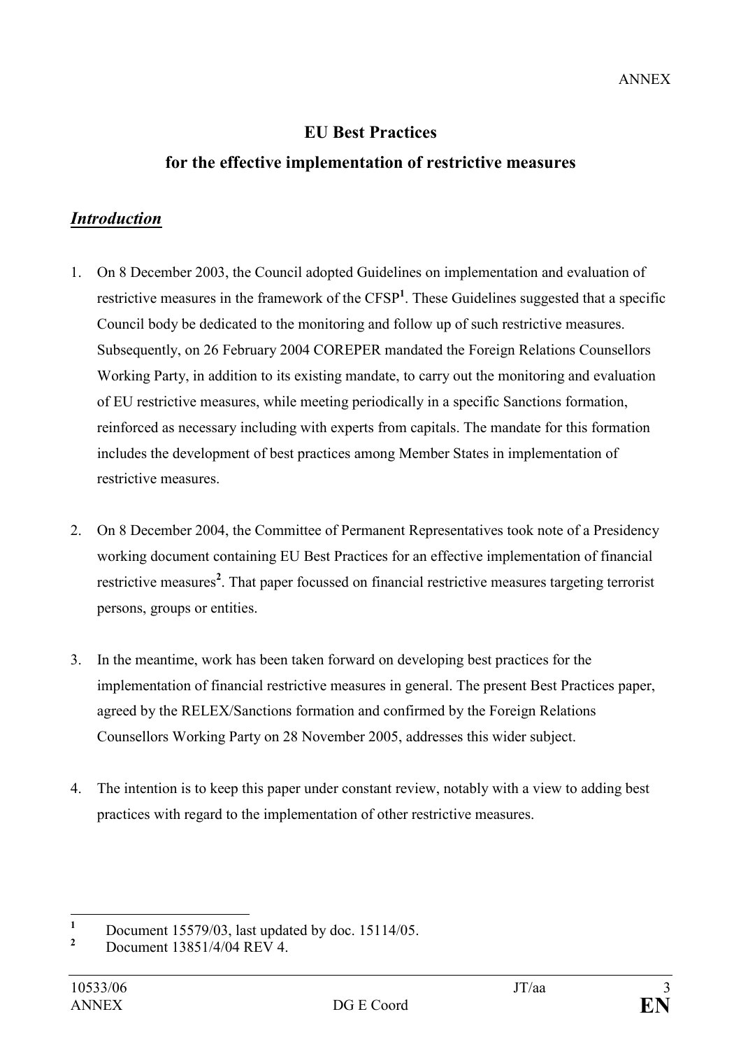ANNEX

# EU Best Practices

## for the effective implementation of restrictive measures

### *Introduction*

1. On 8 December 2003, the Council adopted Guidelines on implementation and evaluation of restrictive measures in the framework of the CFSP[1]. These Guidelines suggested that a specific Council body be dedicated to the monitoring and follow up of such restrictive measures. Subsequently, on 26 February 2004 COREPER mandated the Foreign Relations Counsellors Working Party, in addition to its existing mandate, to carry out the monitoring and evaluation of EU restrictive measures, while meeting periodically in a specific Sanctions formation, reinforced as necessary including with experts from capitals. The mandate for this formation includes the development of best practices among Member States in implementation of restrictive measures.

2. On 8 December 2004, the Committee of Permanent Representatives took note of a Presidency working document containing EU Best Practices for an effective implementation of financial restrictive measures[2]. That paper focussed on financial restrictive measures targeting terrorist persons, groups or entities.

3. In the meantime, work has been taken forward on developing best practices for the implementation of financial restrictive measures in general. The present Best Practices paper, agreed by the RELEX/Sanctions formation and confirmed by the Foreign Relations Counsellors Working Party on 28 November 2005, addresses this wider subject.

4. The intention is to keep this paper under constant review, notably with a view to adding best practices with regard to the implementation of other restrictive measures.

---

[1] Document 15579/03, last updated by doc. 15114/05.

[2] Document 13851/4/04 REV 4.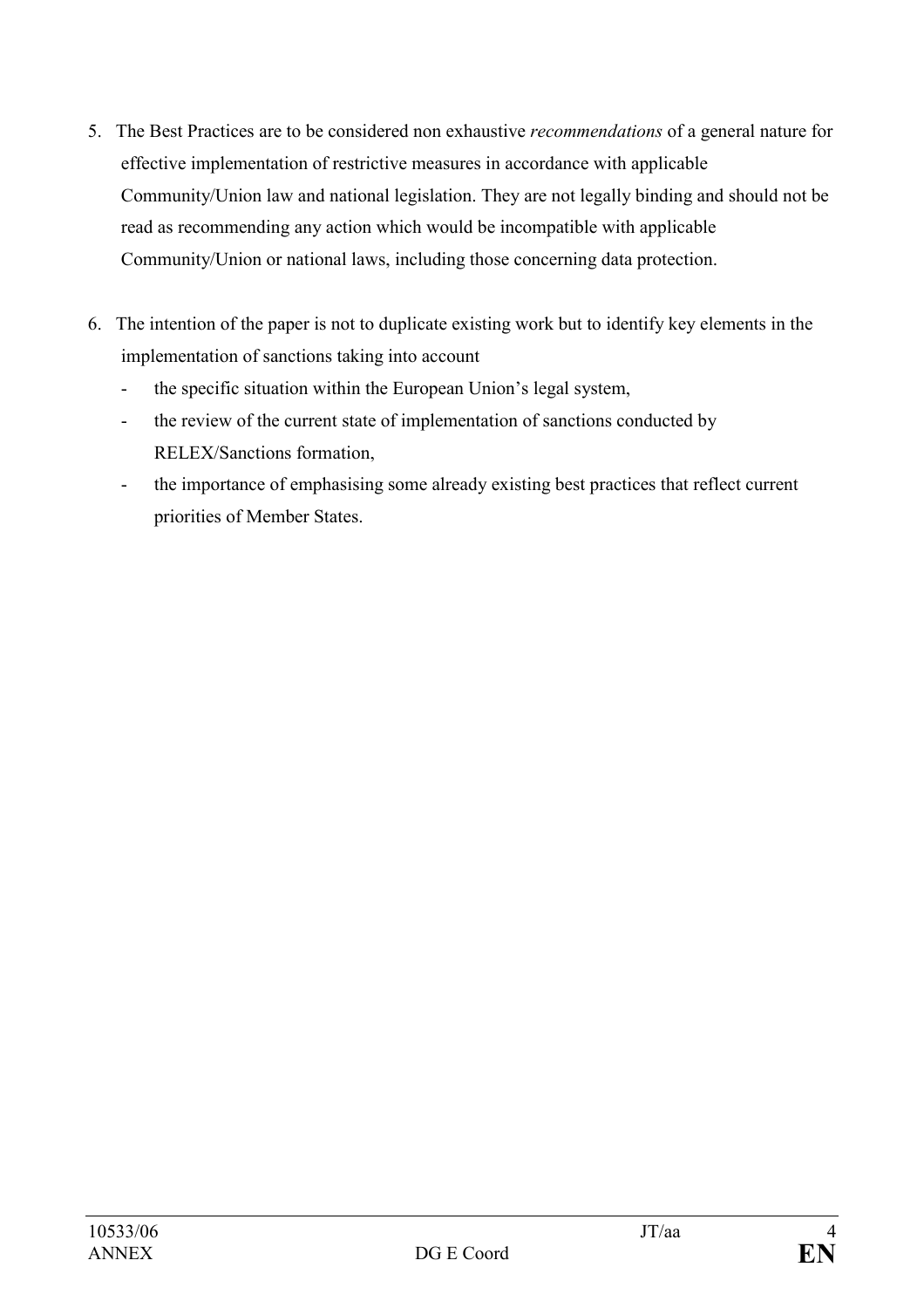5. The Best Practices are to be considered non exhaustive *recommendations* of a general nature for effective implementation of restrictive measures in accordance with applicable Community/Union law and national legislation. They are not legally binding and should not be read as recommending any action which would be incompatible with applicable Community/Union or national laws, including those concerning data protection.

6. The intention of the paper is not to duplicate existing work but to identify key elements in the implementation of sanctions taking into account
   - the specific situation within the European Union's legal system,
   - the review of the current state of implementation of sanctions conducted by RELEX/Sanctions formation,
   - the importance of emphasising some already existing best practices that reflect current priorities of Member States.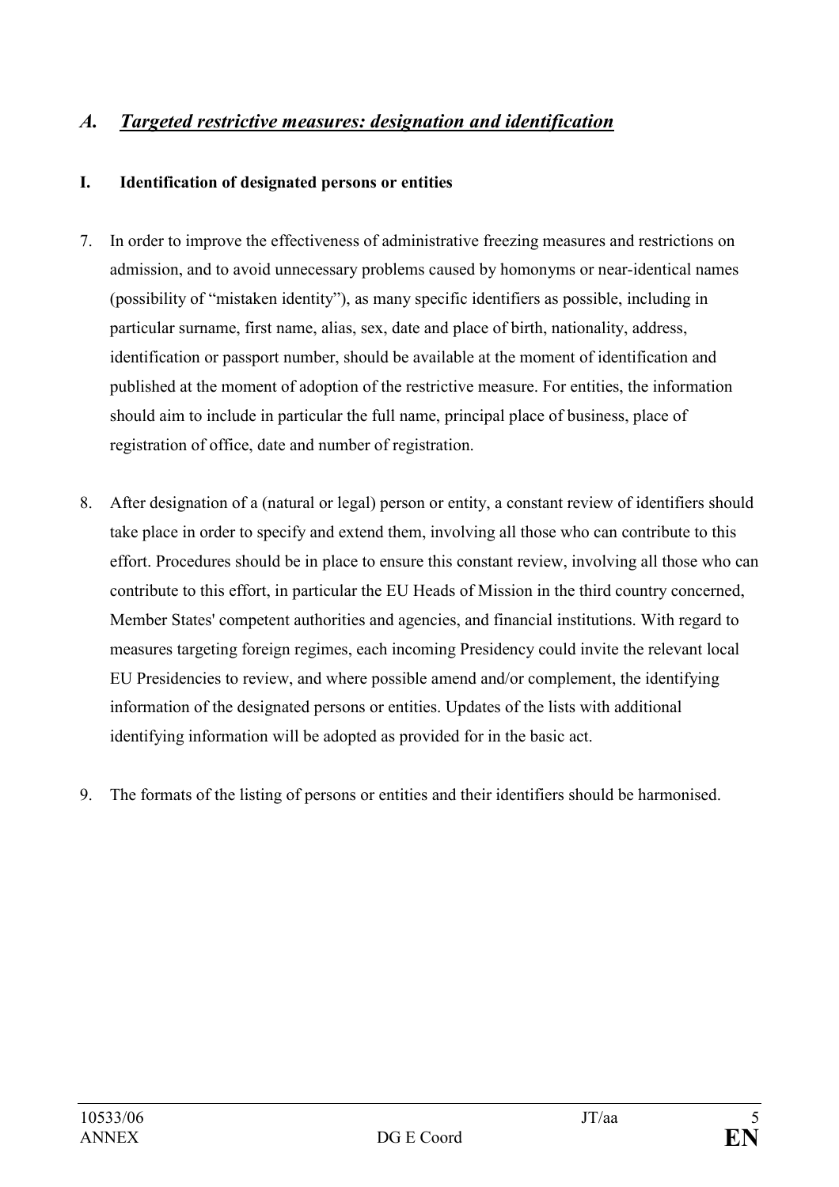## *A. Targeted restrictive measures: designation and identification*

### I. Identification of designated persons or entities

7. In order to improve the effectiveness of administrative freezing measures and restrictions on admission, and to avoid unnecessary problems caused by homonyms or near-identical names (possibility of "mistaken identity"), as many specific identifiers as possible, including in particular surname, first name, alias, sex, date and place of birth, nationality, address, identification or passport number, should be available at the moment of identification and published at the moment of adoption of the restrictive measure. For entities, the information should aim to include in particular the full name, principal place of business, place of registration of office, date and number of registration.

8. After designation of a (natural or legal) person or entity, a constant review of identifiers should take place in order to specify and extend them, involving all those who can contribute to this effort. Procedures should be in place to ensure this constant review, involving all those who can contribute to this effort, in particular the EU Heads of Mission in the third country concerned, Member States' competent authorities and agencies, and financial institutions. With regard to measures targeting foreign regimes, each incoming Presidency could invite the relevant local EU Presidencies to review, and where possible amend and/or complement, the identifying information of the designated persons or entities. Updates of the lists with additional identifying information will be adopted as provided for in the basic act.

9. The formats of the listing of persons or entities and their identifiers should be harmonised.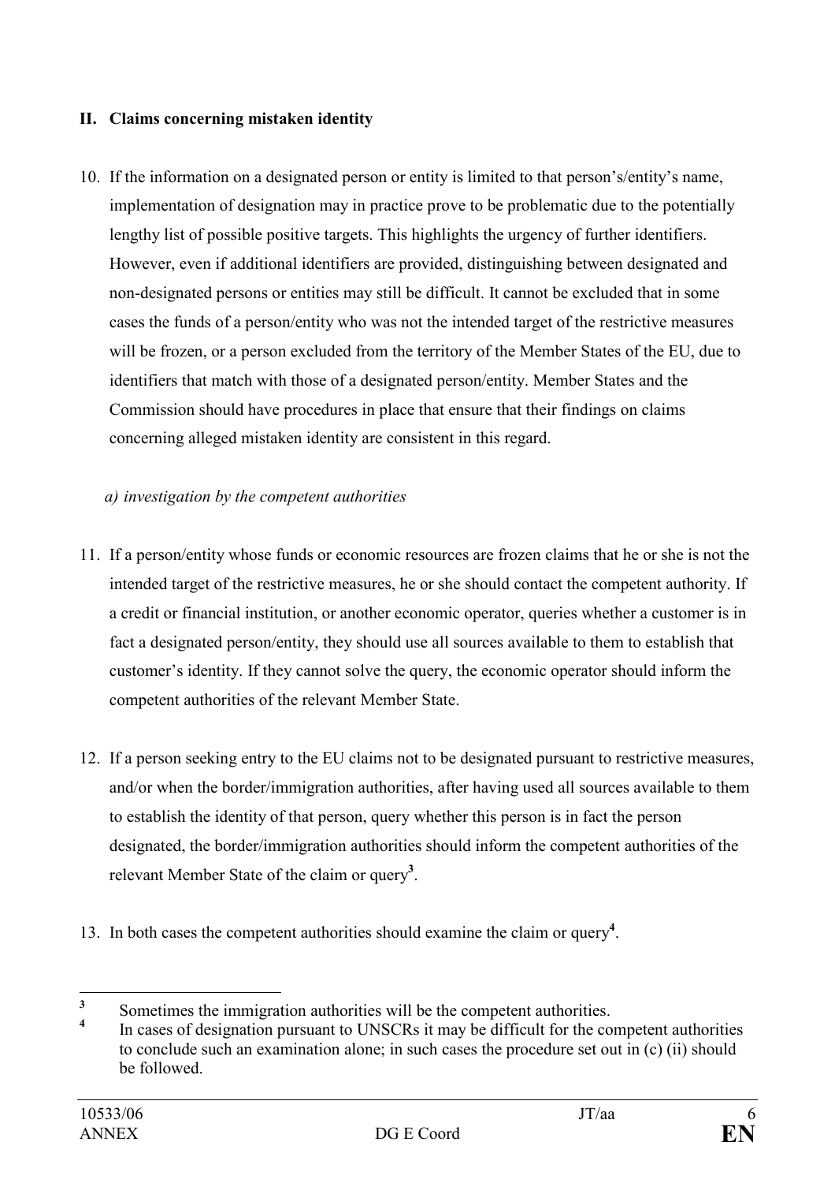## II. Claims concerning mistaken identity

10. If the information on a designated person or entity is limited to that person's/entity's name, implementation of designation may in practice prove to be problematic due to the potentially lengthy list of possible positive targets. This highlights the urgency of further identifiers. However, even if additional identifiers are provided, distinguishing between designated and non-designated persons or entities may still be difficult. It cannot be excluded that in some cases the funds of a person/entity who was not the intended target of the restrictive measures will be frozen, or a person excluded from the territory of the Member States of the EU, due to identifiers that match with those of a designated person/entity. Member States and the Commission should have procedures in place that ensure that their findings on claims concerning alleged mistaken identity are consistent in this regard.

*a) investigation by the competent authorities*

11. If a person/entity whose funds or economic resources are frozen claims that he or she is not the intended target of the restrictive measures, he or she should contact the competent authority. If a credit or financial institution, or another economic operator, queries whether a customer is in fact a designated person/entity, they should use all sources available to them to establish that customer's identity. If they cannot solve the query, the economic operator should inform the competent authorities of the relevant Member State.

12. If a person seeking entry to the EU claims not to be designated pursuant to restrictive measures, and/or when the border/immigration authorities, after having used all sources available to them to establish the identity of that person, query whether this person is in fact the person designated, the border/immigration authorities should inform the competent authorities of the relevant Member State of the claim or query[3].

13. In both cases the competent authorities should examine the claim or query[4].

---

[3] Sometimes the immigration authorities will be the competent authorities.

[4] In cases of designation pursuant to UNSCRs it may be difficult for the competent authorities to conclude such an examination alone; in such cases the procedure set out in (c) (ii) should be followed.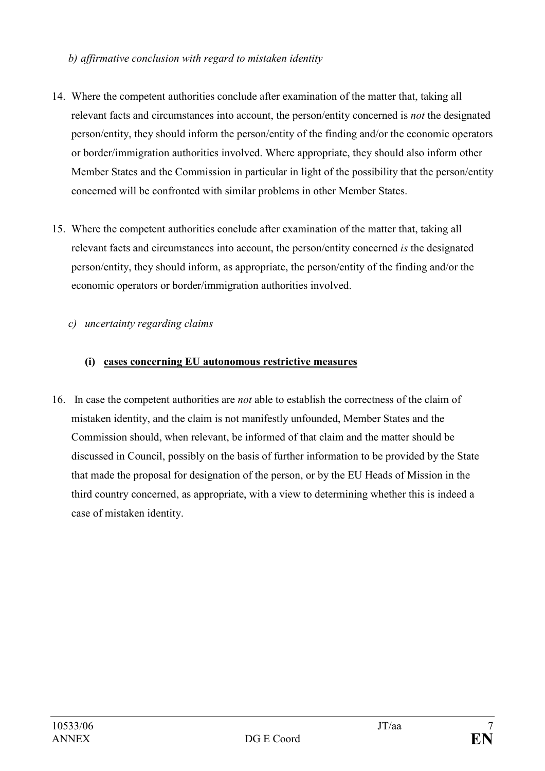*b) affirmative conclusion with regard to mistaken identity*

14. Where the competent authorities conclude after examination of the matter that, taking all relevant facts and circumstances into account, the person/entity concerned is *not* the designated person/entity, they should inform the person/entity of the finding and/or the economic operators or border/immigration authorities involved. Where appropriate, they should also inform other Member States and the Commission in particular in light of the possibility that the person/entity concerned will be confronted with similar problems in other Member States.

15. Where the competent authorities conclude after examination of the matter that, taking all relevant facts and circumstances into account, the person/entity concerned *is* the designated person/entity, they should inform, as appropriate, the person/entity of the finding and/or the economic operators or border/immigration authorities involved.

*c) uncertainty regarding claims*

**(i) <u>cases concerning EU autonomous restrictive measures</u>**

16. In case the competent authorities are *not* able to establish the correctness of the claim of mistaken identity, and the claim is not manifestly unfounded, Member States and the Commission should, when relevant, be informed of that claim and the matter should be discussed in Council, possibly on the basis of further information to be provided by the State that made the proposal for designation of the person, or by the EU Heads of Mission in the third country concerned, as appropriate, with a view to determining whether this is indeed a case of mistaken identity.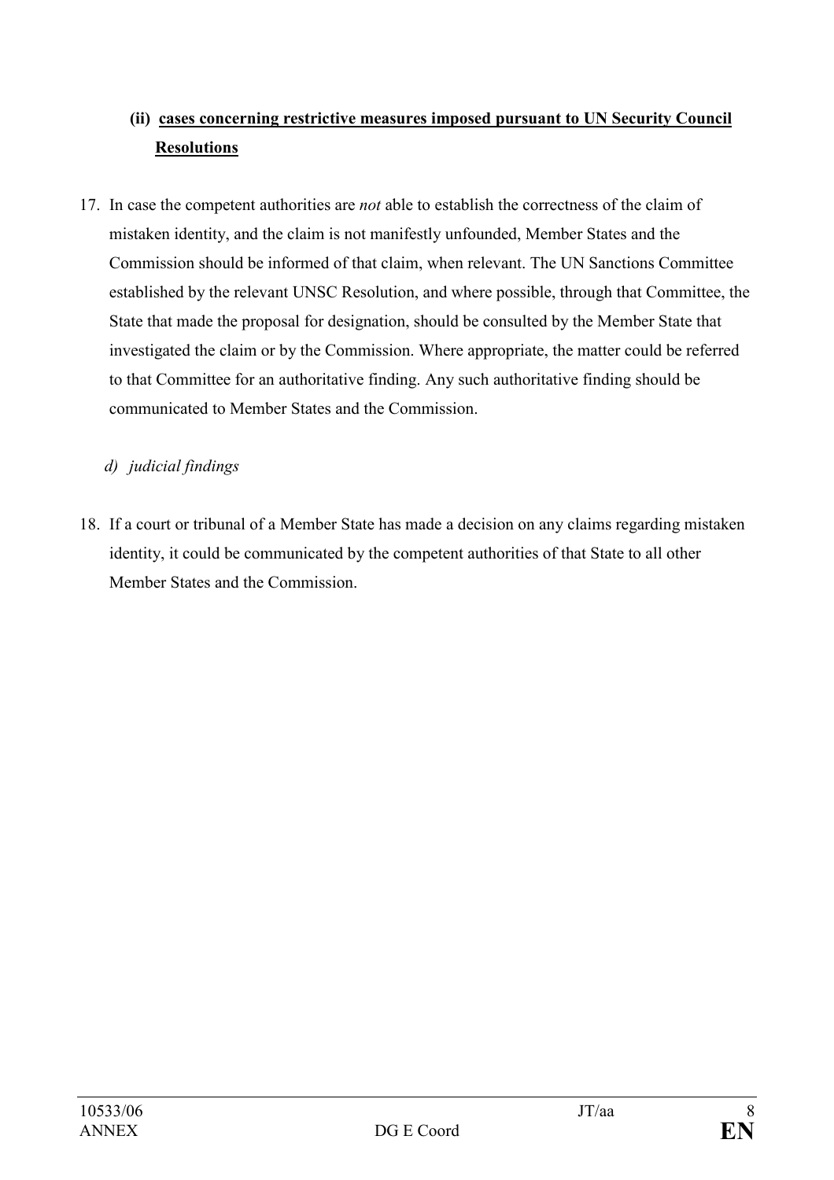**(ii) <u>cases concerning restrictive measures imposed pursuant to UN Security Council Resolutions</u>**

17. In case the competent authorities are *not* able to establish the correctness of the claim of mistaken identity, and the claim is not manifestly unfounded, Member States and the Commission should be informed of that claim, when relevant. The UN Sanctions Committee established by the relevant UNSC Resolution, and where possible, through that Committee, the State that made the proposal for designation, should be consulted by the Member State that investigated the claim or by the Commission. Where appropriate, the matter could be referred to that Committee for an authoritative finding. Any such authoritative finding should be communicated to Member States and the Commission.

*d) judicial findings*

18. If a court or tribunal of a Member State has made a decision on any claims regarding mistaken identity, it could be communicated by the competent authorities of that State to all other Member States and the Commission.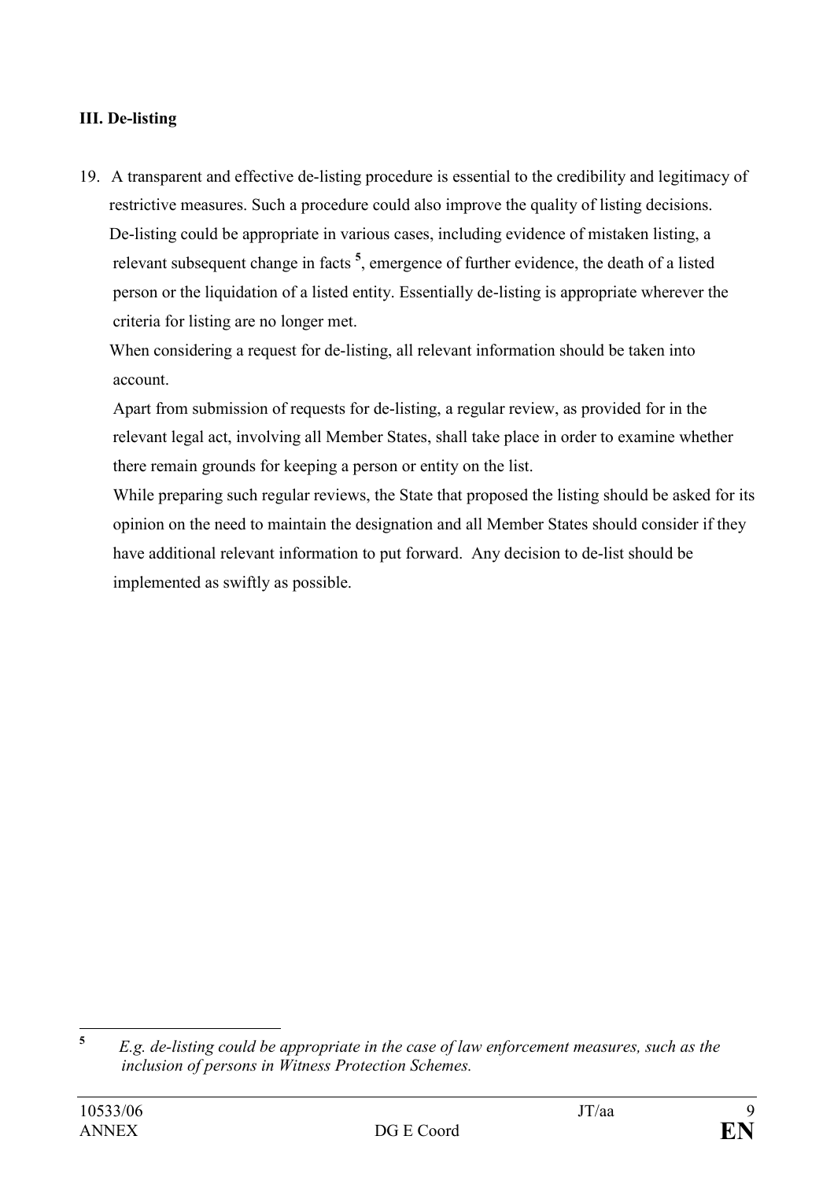**III. De-listing**

19. A transparent and effective de-listing procedure is essential to the credibility and legitimacy of restrictive measures. Such a procedure could also improve the quality of listing decisions. De-listing could be appropriate in various cases, including evidence of mistaken listing, a relevant subsequent change in facts [5], emergence of further evidence, the death of a listed person or the liquidation of a listed entity. Essentially de-listing is appropriate wherever the criteria for listing are no longer met.

    When considering a request for de-listing, all relevant information should be taken into account.

    Apart from submission of requests for de-listing, a regular review, as provided for in the relevant legal act, involving all Member States, shall take place in order to examine whether there remain grounds for keeping a person or entity on the list.

    While preparing such regular reviews, the State that proposed the listing should be asked for its opinion on the need to maintain the designation and all Member States should consider if they have additional relevant information to put forward. Any decision to de-list should be implemented as swiftly as possible.

---

[5] *E.g. de-listing could be appropriate in the case of law enforcement measures, such as the inclusion of persons in Witness Protection Schemes.*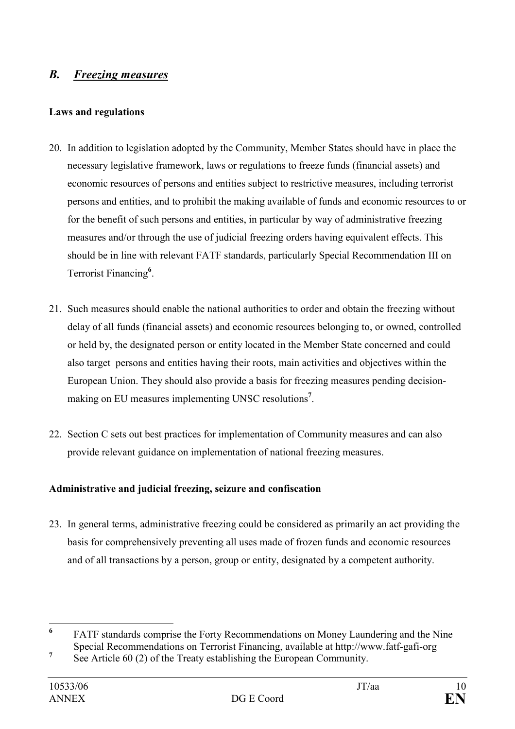## *B. Freezing measures*

### Laws and regulations

20. In addition to legislation adopted by the Community, Member States should have in place the necessary legislative framework, laws or regulations to freeze funds (financial assets) and economic resources of persons and entities subject to restrictive measures, including terrorist persons and entities, and to prohibit the making available of funds and economic resources to or for the benefit of such persons and entities, in particular by way of administrative freezing measures and/or through the use of judicial freezing orders having equivalent effects. This should be in line with relevant FATF standards, particularly Special Recommendation III on Terrorist Financing[6].

21. Such measures should enable the national authorities to order and obtain the freezing without delay of all funds (financial assets) and economic resources belonging to, or owned, controlled or held by, the designated person or entity located in the Member State concerned and could also target persons and entities having their roots, main activities and objectives within the European Union. They should also provide a basis for freezing measures pending decision-making on EU measures implementing UNSC resolutions[7].

22. Section C sets out best practices for implementation of Community measures and can also provide relevant guidance on implementation of national freezing measures.

### Administrative and judicial freezing, seizure and confiscation

23. In general terms, administrative freezing could be considered as primarily an act providing the basis for comprehensively preventing all uses made of frozen funds and economic resources and of all transactions by a person, group or entity, designated by a competent authority.

---

[6] FATF standards comprise the Forty Recommendations on Money Laundering and the Nine Special Recommendations on Terrorist Financing, available at http://www.fatf-gafi-org

[7] See Article 60 (2) of the Treaty establishing the European Community.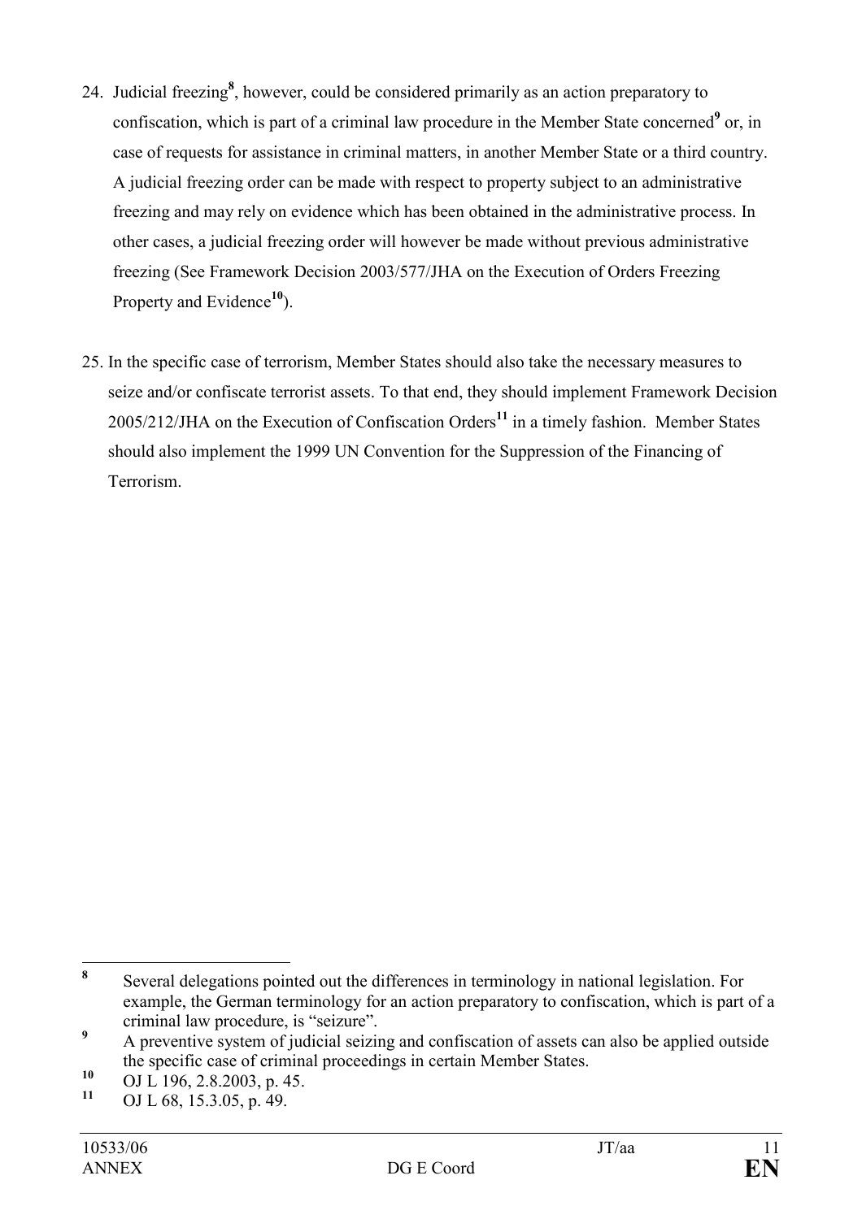24. Judicial freezing[8], however, could be considered primarily as an action preparatory to confiscation, which is part of a criminal law procedure in the Member State concerned[9] or, in case of requests for assistance in criminal matters, in another Member State or a third country. A judicial freezing order can be made with respect to property subject to an administrative freezing and may rely on evidence which has been obtained in the administrative process. In other cases, a judicial freezing order will however be made without previous administrative freezing (See Framework Decision 2003/577/JHA on the Execution of Orders Freezing Property and Evidence[10]).

25. In the specific case of terrorism, Member States should also take the necessary measures to seize and/or confiscate terrorist assets. To that end, they should implement Framework Decision 2005/212/JHA on the Execution of Confiscation Orders[11] in a timely fashion. Member States should also implement the 1999 UN Convention for the Suppression of the Financing of Terrorism.

---

[8] Several delegations pointed out the differences in terminology in national legislation. For example, the German terminology for an action preparatory to confiscation, which is part of a criminal law procedure, is "seizure".

[9] A preventive system of judicial seizing and confiscation of assets can also be applied outside the specific case of criminal proceedings in certain Member States.

[10] OJ L 196, 2.8.2003, p. 45.

[11] OJ L 68, 15.3.05, p. 49.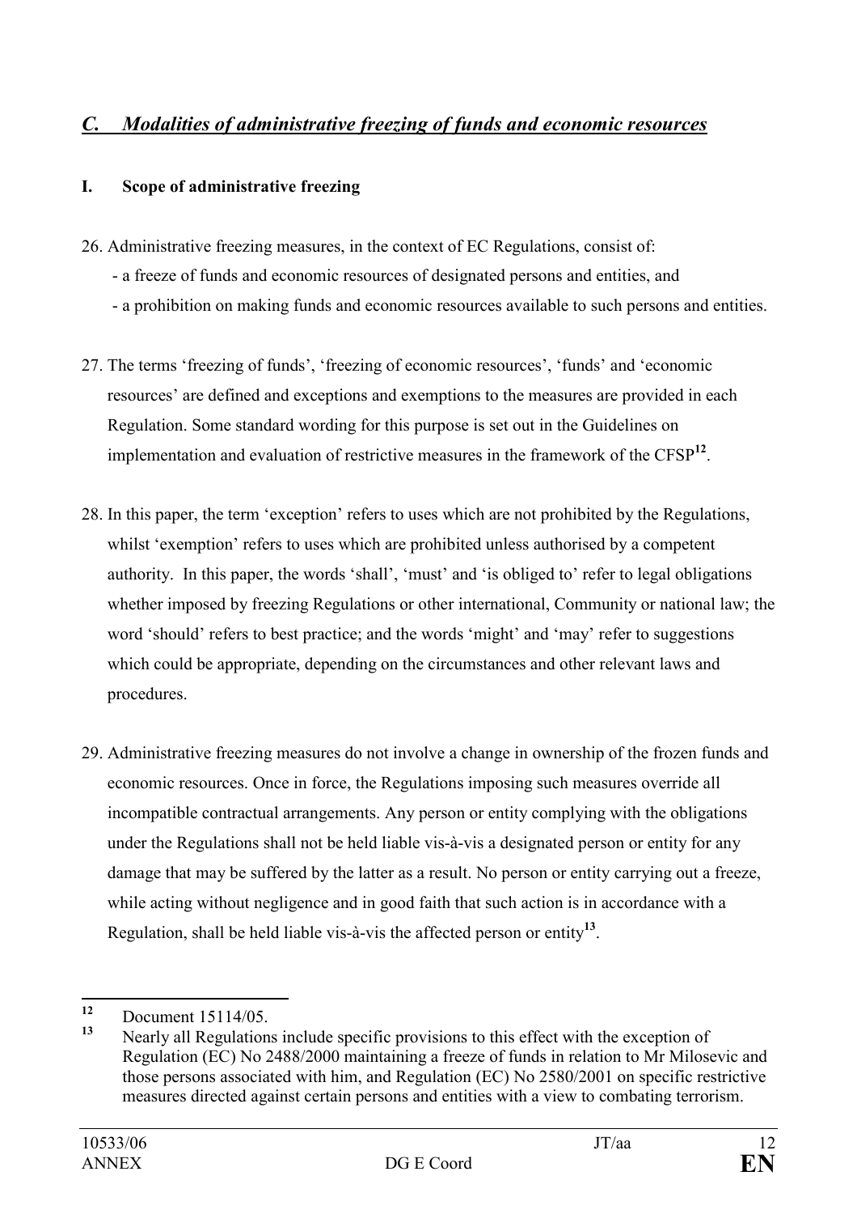## *C. Modalities of administrative freezing of funds and economic resources*

### I. Scope of administrative freezing

26. Administrative freezing measures, in the context of EC Regulations, consist of:
    - a freeze of funds and economic resources of designated persons and entities, and
    - a prohibition on making funds and economic resources available to such persons and entities.

27. The terms 'freezing of funds', 'freezing of economic resources', 'funds' and 'economic resources' are defined and exceptions and exemptions to the measures are provided in each Regulation. Some standard wording for this purpose is set out in the Guidelines on implementation and evaluation of restrictive measures in the framework of the CFSP[12].

28. In this paper, the term 'exception' refers to uses which are not prohibited by the Regulations, whilst 'exemption' refers to uses which are prohibited unless authorised by a competent authority. In this paper, the words 'shall', 'must' and 'is obliged to' refer to legal obligations whether imposed by freezing Regulations or other international, Community or national law; the word 'should' refers to best practice; and the words 'might' and 'may' refer to suggestions which could be appropriate, depending on the circumstances and other relevant laws and procedures.

29. Administrative freezing measures do not involve a change in ownership of the frozen funds and economic resources. Once in force, the Regulations imposing such measures override all incompatible contractual arrangements. Any person or entity complying with the obligations under the Regulations shall not be held liable vis-à-vis a designated person or entity for any damage that may be suffered by the latter as a result. No person or entity carrying out a freeze, while acting without negligence and in good faith that such action is in accordance with a Regulation, shall be held liable vis-à-vis the affected person or entity[13].

---

[12] Document 15114/05.

[13] Nearly all Regulations include specific provisions to this effect with the exception of Regulation (EC) No 2488/2000 maintaining a freeze of funds in relation to Mr Milosevic and those persons associated with him, and Regulation (EC) No 2580/2001 on specific restrictive measures directed against certain persons and entities with a view to combating terrorism.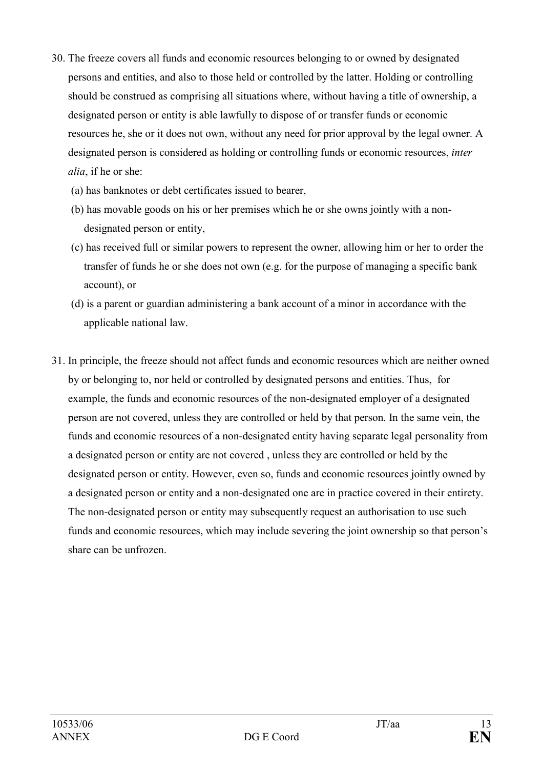30. The freeze covers all funds and economic resources belonging to or owned by designated persons and entities, and also to those held or controlled by the latter. Holding or controlling should be construed as comprising all situations where, without having a title of ownership, a designated person or entity is able lawfully to dispose of or transfer funds or economic resources he, she or it does not own, without any need for prior approval by the legal owner. A designated person is considered as holding or controlling funds or economic resources, *inter alia*, if he or she:

    (a) has banknotes or debt certificates issued to bearer,

    (b) has movable goods on his or her premises which he or she owns jointly with a non-designated person or entity,

    (c) has received full or similar powers to represent the owner, allowing him or her to order the transfer of funds he or she does not own (e.g. for the purpose of managing a specific bank account), or

    (d) is a parent or guardian administering a bank account of a minor in accordance with the applicable national law.

31. In principle, the freeze should not affect funds and economic resources which are neither owned by or belonging to, nor held or controlled by designated persons and entities. Thus, for example, the funds and economic resources of the non-designated employer of a designated person are not covered, unless they are controlled or held by that person. In the same vein, the funds and economic resources of a non-designated entity having separate legal personality from a designated person or entity are not covered , unless they are controlled or held by the designated person or entity. However, even so, funds and economic resources jointly owned by a designated person or entity and a non-designated one are in practice covered in their entirety. The non-designated person or entity may subsequently request an authorisation to use such funds and economic resources, which may include severing the joint ownership so that person's share can be unfrozen.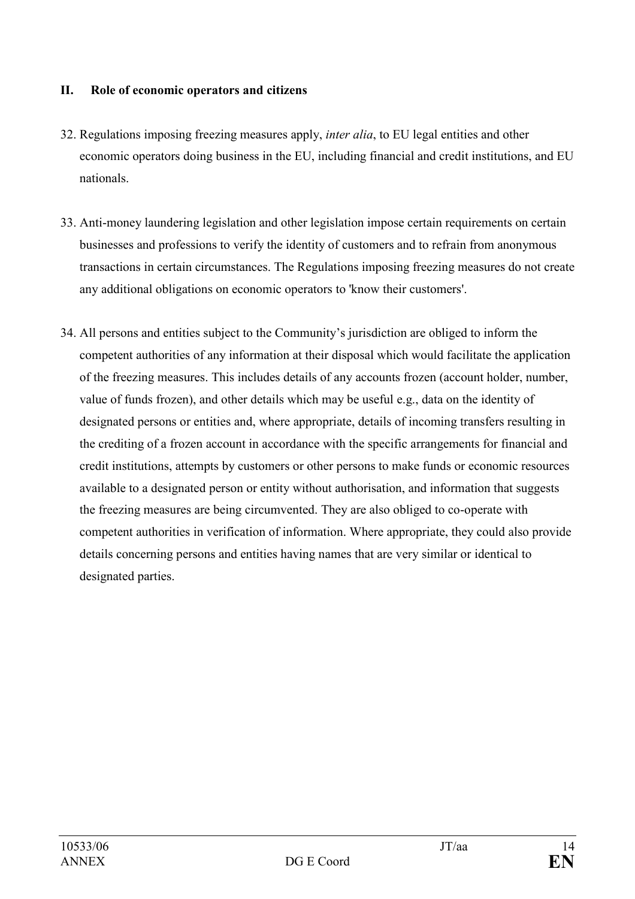## II. Role of economic operators and citizens

32. Regulations imposing freezing measures apply, *inter alia*, to EU legal entities and other economic operators doing business in the EU, including financial and credit institutions, and EU nationals.

33. Anti-money laundering legislation and other legislation impose certain requirements on certain businesses and professions to verify the identity of customers and to refrain from anonymous transactions in certain circumstances. The Regulations imposing freezing measures do not create any additional obligations on economic operators to 'know their customers'.

34. All persons and entities subject to the Community's jurisdiction are obliged to inform the competent authorities of any information at their disposal which would facilitate the application of the freezing measures. This includes details of any accounts frozen (account holder, number, value of funds frozen), and other details which may be useful e.g., data on the identity of designated persons or entities and, where appropriate, details of incoming transfers resulting in the crediting of a frozen account in accordance with the specific arrangements for financial and credit institutions, attempts by customers or other persons to make funds or economic resources available to a designated person or entity without authorisation, and information that suggests the freezing measures are being circumvented. They are also obliged to co-operate with competent authorities in verification of information. Where appropriate, they could also provide details concerning persons and entities having names that are very similar or identical to designated parties.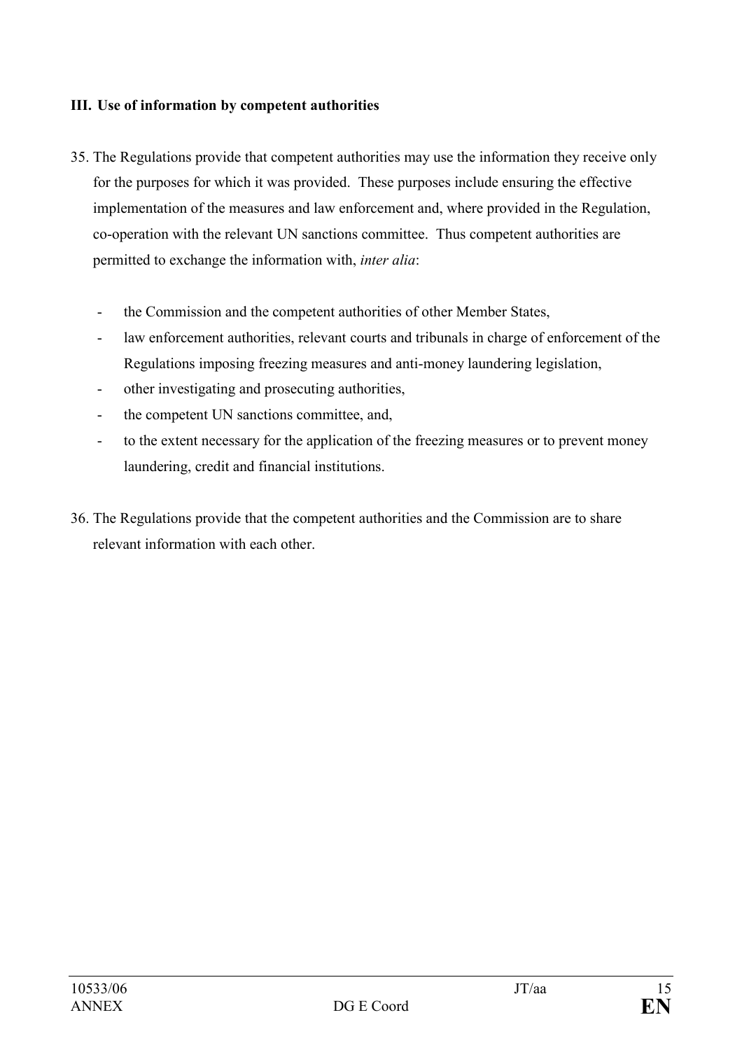### III. Use of information by competent authorities

35. The Regulations provide that competent authorities may use the information they receive only for the purposes for which it was provided. These purposes include ensuring the effective implementation of the measures and law enforcement and, where provided in the Regulation, co-operation with the relevant UN sanctions committee. Thus competent authorities are permitted to exchange the information with, *inter alia*:

    - the Commission and the competent authorities of other Member States,
    - law enforcement authorities, relevant courts and tribunals in charge of enforcement of the Regulations imposing freezing measures and anti-money laundering legislation,
    - other investigating and prosecuting authorities,
    - the competent UN sanctions committee, and,
    - to the extent necessary for the application of the freezing measures or to prevent money laundering, credit and financial institutions.

36. The Regulations provide that the competent authorities and the Commission are to share relevant information with each other.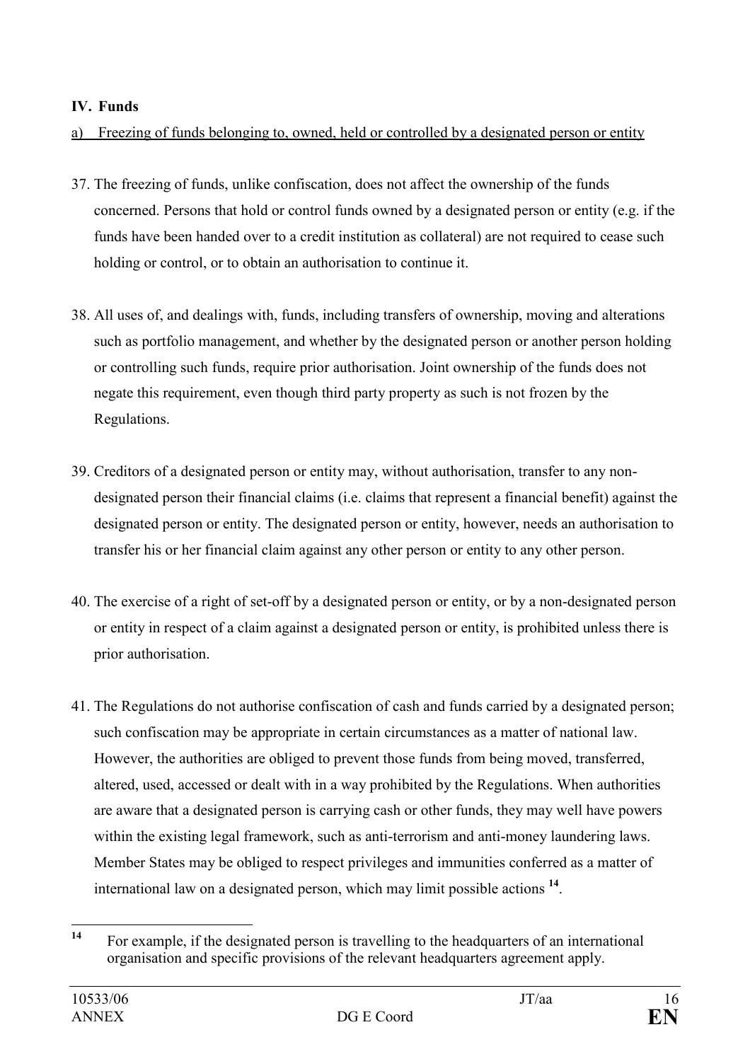## IV. Funds

a) Freezing of funds belonging to, owned, held or controlled by a designated person or entity

37. The freezing of funds, unlike confiscation, does not affect the ownership of the funds concerned. Persons that hold or control funds owned by a designated person or entity (e.g. if the funds have been handed over to a credit institution as collateral) are not required to cease such holding or control, or to obtain an authorisation to continue it.

38. All uses of, and dealings with, funds, including transfers of ownership, moving and alterations such as portfolio management, and whether by the designated person or another person holding or controlling such funds, require prior authorisation. Joint ownership of the funds does not negate this requirement, even though third party property as such is not frozen by the Regulations.

39. Creditors of a designated person or entity may, without authorisation, transfer to any non-designated person their financial claims (i.e. claims that represent a financial benefit) against the designated person or entity. The designated person or entity, however, needs an authorisation to transfer his or her financial claim against any other person or entity to any other person.

40. The exercise of a right of set-off by a designated person or entity, or by a non-designated person or entity in respect of a claim against a designated person or entity, is prohibited unless there is prior authorisation.

41. The Regulations do not authorise confiscation of cash and funds carried by a designated person; such confiscation may be appropriate in certain circumstances as a matter of national law. However, the authorities are obliged to prevent those funds from being moved, transferred, altered, used, accessed or dealt with in a way prohibited by the Regulations. When authorities are aware that a designated person is carrying cash or other funds, they may well have powers within the existing legal framework, such as anti-terrorism and anti-money laundering laws. Member States may be obliged to respect privileges and immunities conferred as a matter of international law on a designated person, which may limit possible actions [14].

[14] For example, if the designated person is travelling to the headquarters of an international organisation and specific provisions of the relevant headquarters agreement apply.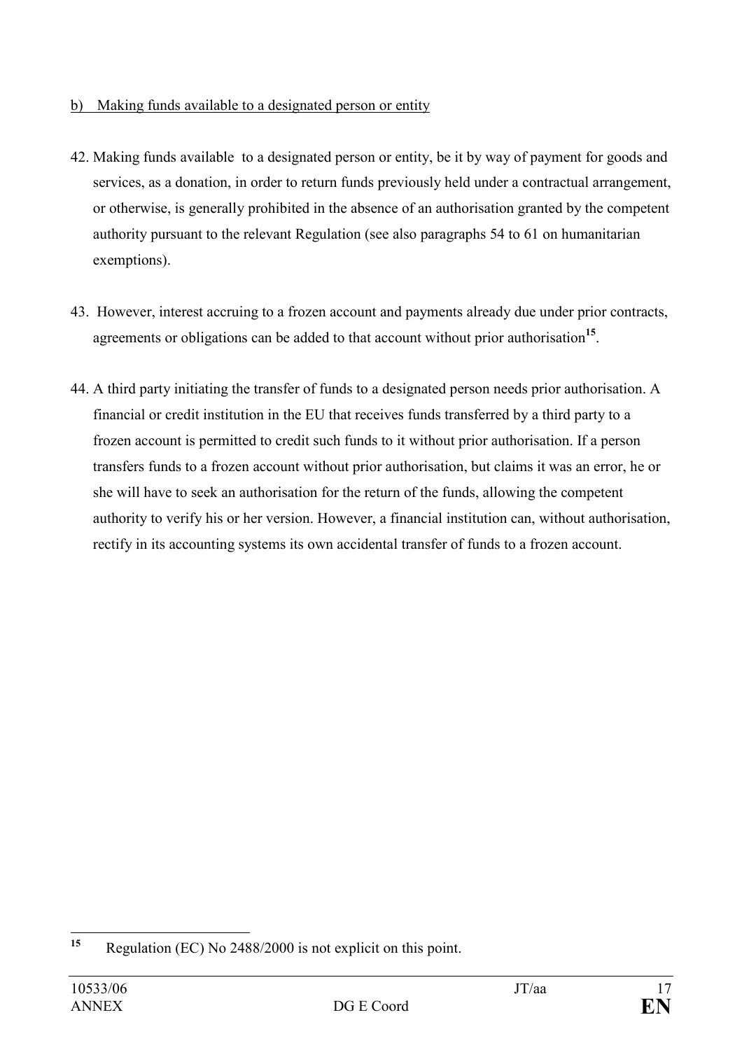b) Making funds available to a designated person or entity

42. Making funds available to a designated person or entity, be it by way of payment for goods and services, as a donation, in order to return funds previously held under a contractual arrangement, or otherwise, is generally prohibited in the absence of an authorisation granted by the competent authority pursuant to the relevant Regulation (see also paragraphs 54 to 61 on humanitarian exemptions).

43. However, interest accruing to a frozen account and payments already due under prior contracts, agreements or obligations can be added to that account without prior authorisation[15].

44. A third party initiating the transfer of funds to a designated person needs prior authorisation. A financial or credit institution in the EU that receives funds transferred by a third party to a frozen account is permitted to credit such funds to it without prior authorisation. If a person transfers funds to a frozen account without prior authorisation, but claims it was an error, he or she will have to seek an authorisation for the return of the funds, allowing the competent authority to verify his or her version. However, a financial institution can, without authorisation, rectify in its accounting systems its own accidental transfer of funds to a frozen account.

---

[15] Regulation (EC) No 2488/2000 is not explicit on this point.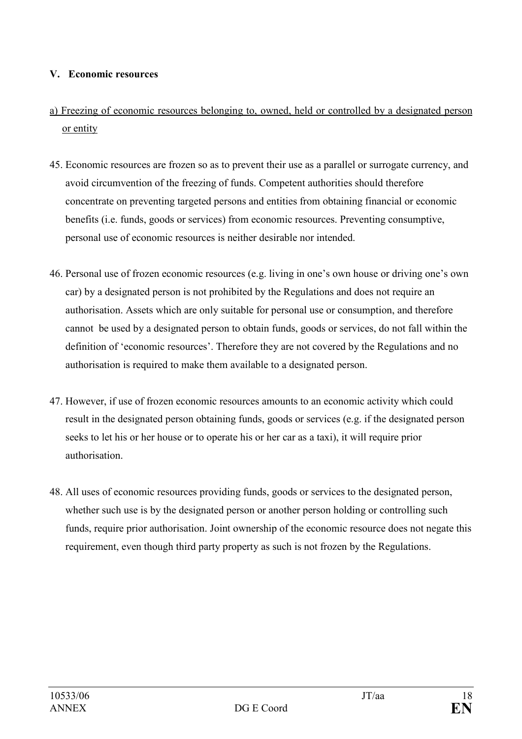## V. Economic resources

a) Freezing of economic resources belonging to, owned, held or controlled by a designated person or entity

45. Economic resources are frozen so as to prevent their use as a parallel or surrogate currency, and avoid circumvention of the freezing of funds. Competent authorities should therefore concentrate on preventing targeted persons and entities from obtaining financial or economic benefits (i.e. funds, goods or services) from economic resources. Preventing consumptive, personal use of economic resources is neither desirable nor intended.

46. Personal use of frozen economic resources (e.g. living in one's own house or driving one's own car) by a designated person is not prohibited by the Regulations and does not require an authorisation. Assets which are only suitable for personal use or consumption, and therefore cannot be used by a designated person to obtain funds, goods or services, do not fall within the definition of 'economic resources'. Therefore they are not covered by the Regulations and no authorisation is required to make them available to a designated person.

47. However, if use of frozen economic resources amounts to an economic activity which could result in the designated person obtaining funds, goods or services (e.g. if the designated person seeks to let his or her house or to operate his or her car as a taxi), it will require prior authorisation.

48. All uses of economic resources providing funds, goods or services to the designated person, whether such use is by the designated person or another person holding or controlling such funds, require prior authorisation. Joint ownership of the economic resource does not negate this requirement, even though third party property as such is not frozen by the Regulations.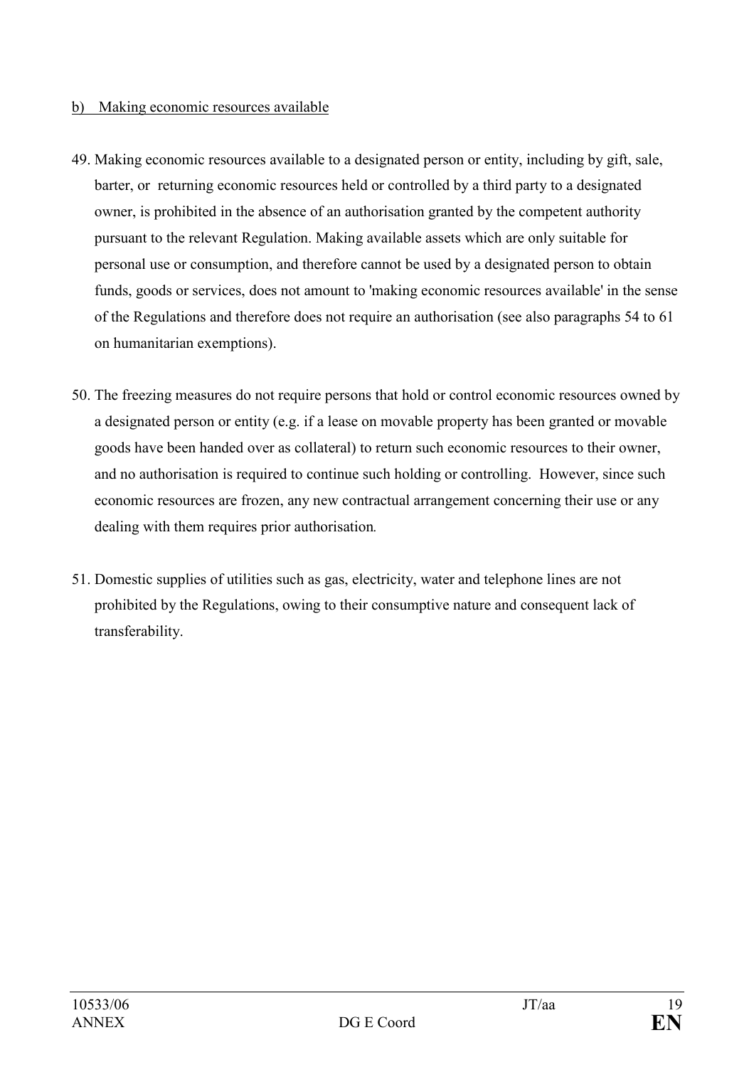b) Making economic resources available

49. Making economic resources available to a designated person or entity, including by gift, sale, barter, or returning economic resources held or controlled by a third party to a designated owner, is prohibited in the absence of an authorisation granted by the competent authority pursuant to the relevant Regulation. Making available assets which are only suitable for personal use or consumption, and therefore cannot be used by a designated person to obtain funds, goods or services, does not amount to 'making economic resources available' in the sense of the Regulations and therefore does not require an authorisation (see also paragraphs 54 to 61 on humanitarian exemptions).

50. The freezing measures do not require persons that hold or control economic resources owned by a designated person or entity (e.g. if a lease on movable property has been granted or movable goods have been handed over as collateral) to return such economic resources to their owner, and no authorisation is required to continue such holding or controlling. However, since such economic resources are frozen, any new contractual arrangement concerning their use or any dealing with them requires prior authorisation.

51. Domestic supplies of utilities such as gas, electricity, water and telephone lines are not prohibited by the Regulations, owing to their consumptive nature and consequent lack of transferability.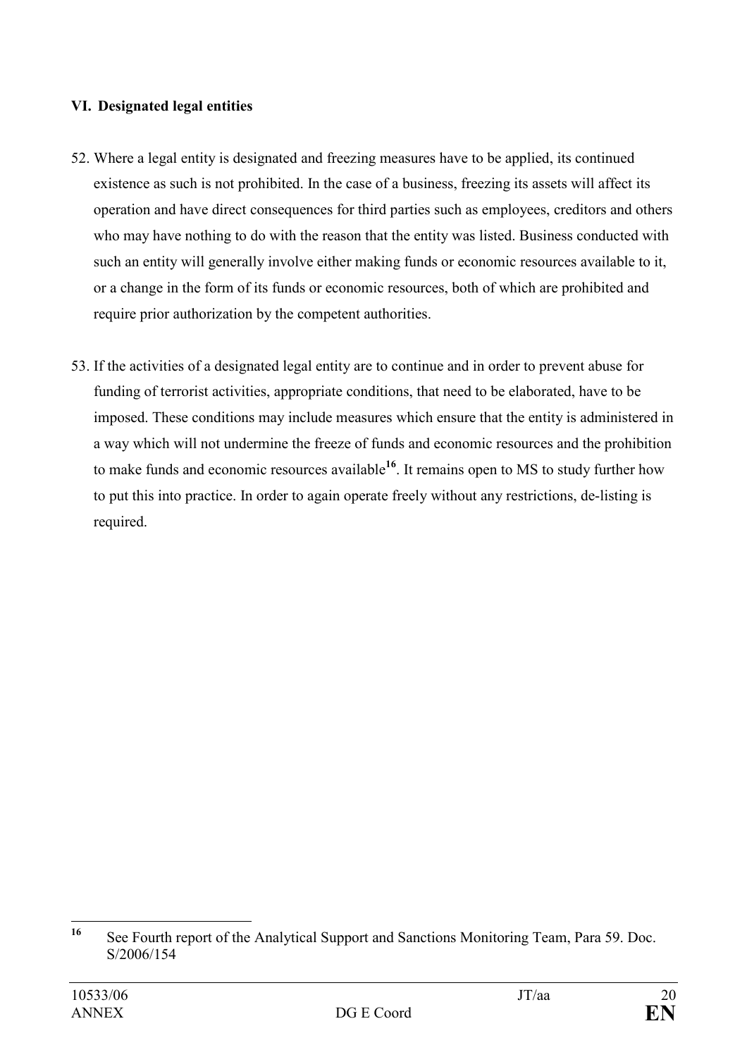## VI. Designated legal entities

52. Where a legal entity is designated and freezing measures have to be applied, its continued existence as such is not prohibited. In the case of a business, freezing its assets will affect its operation and have direct consequences for third parties such as employees, creditors and others who may have nothing to do with the reason that the entity was listed. Business conducted with such an entity will generally involve either making funds or economic resources available to it, or a change in the form of its funds or economic resources, both of which are prohibited and require prior authorization by the competent authorities.

53. If the activities of a designated legal entity are to continue and in order to prevent abuse for funding of terrorist activities, appropriate conditions, that need to be elaborated, have to be imposed. These conditions may include measures which ensure that the entity is administered in a way which will not undermine the freeze of funds and economic resources and the prohibition to make funds and economic resources available[16]. It remains open to MS to study further how to put this into practice. In order to again operate freely without any restrictions, de-listing is required.

---

[16] See Fourth report of the Analytical Support and Sanctions Monitoring Team, Para 59. Doc. S/2006/154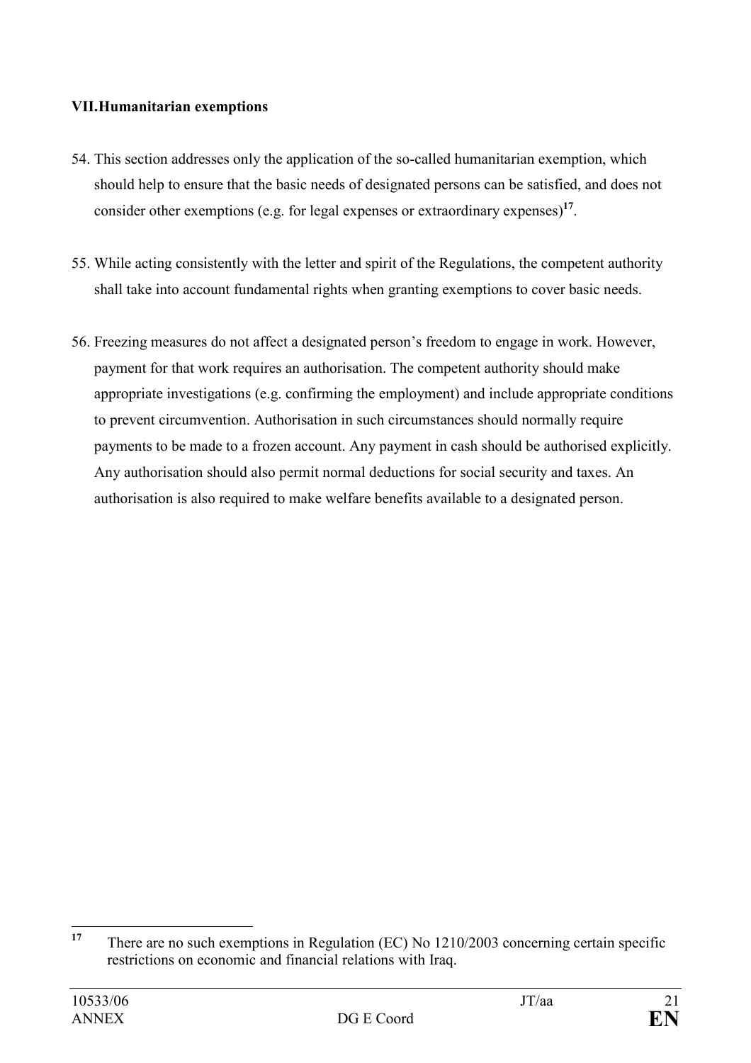## VII. Humanitarian exemptions

54. This section addresses only the application of the so-called humanitarian exemption, which should help to ensure that the basic needs of designated persons can be satisfied, and does not consider other exemptions (e.g. for legal expenses or extraordinary expenses)[17].

55. While acting consistently with the letter and spirit of the Regulations, the competent authority shall take into account fundamental rights when granting exemptions to cover basic needs.

56. Freezing measures do not affect a designated person's freedom to engage in work. However, payment for that work requires an authorisation. The competent authority should make appropriate investigations (e.g. confirming the employment) and include appropriate conditions to prevent circumvention. Authorisation in such circumstances should normally require payments to be made to a frozen account. Any payment in cash should be authorised explicitly. Any authorisation should also permit normal deductions for social security and taxes. An authorisation is also required to make welfare benefits available to a designated person.

---

[17] There are no such exemptions in Regulation (EC) No 1210/2003 concerning certain specific restrictions on economic and financial relations with Iraq.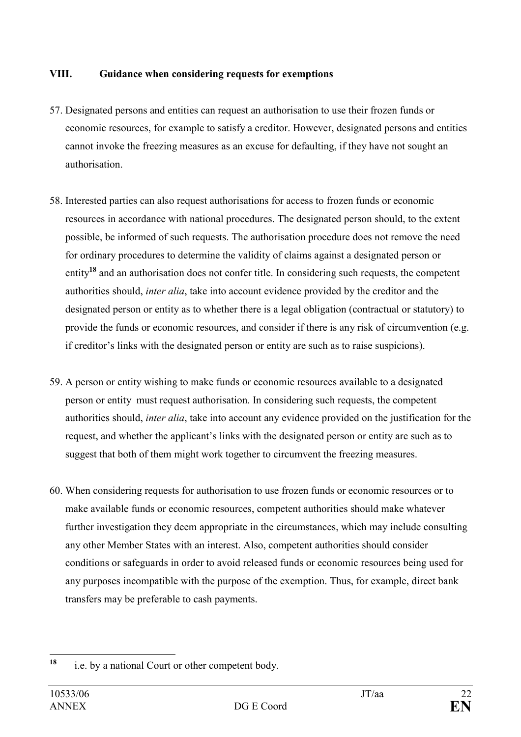## VIII. Guidance when considering requests for exemptions

57. Designated persons and entities can request an authorisation to use their frozen funds or economic resources, for example to satisfy a creditor. However, designated persons and entities cannot invoke the freezing measures as an excuse for defaulting, if they have not sought an authorisation.

58. Interested parties can also request authorisations for access to frozen funds or economic resources in accordance with national procedures. The designated person should, to the extent possible, be informed of such requests. The authorisation procedure does not remove the need for ordinary procedures to determine the validity of claims against a designated person or entity[18] and an authorisation does not confer title. In considering such requests, the competent authorities should, *inter alia*, take into account evidence provided by the creditor and the designated person or entity as to whether there is a legal obligation (contractual or statutory) to provide the funds or economic resources, and consider if there is any risk of circumvention (e.g. if creditor's links with the designated person or entity are such as to raise suspicions).

59. A person or entity wishing to make funds or economic resources available to a designated person or entity must request authorisation. In considering such requests, the competent authorities should, *inter alia*, take into account any evidence provided on the justification for the request, and whether the applicant's links with the designated person or entity are such as to suggest that both of them might work together to circumvent the freezing measures.

60. When considering requests for authorisation to use frozen funds or economic resources or to make available funds or economic resources, competent authorities should make whatever further investigation they deem appropriate in the circumstances, which may include consulting any other Member States with an interest. Also, competent authorities should consider conditions or safeguards in order to avoid released funds or economic resources being used for any purposes incompatible with the purpose of the exemption. Thus, for example, direct bank transfers may be preferable to cash payments.

---

[18] i.e. by a national Court or other competent body.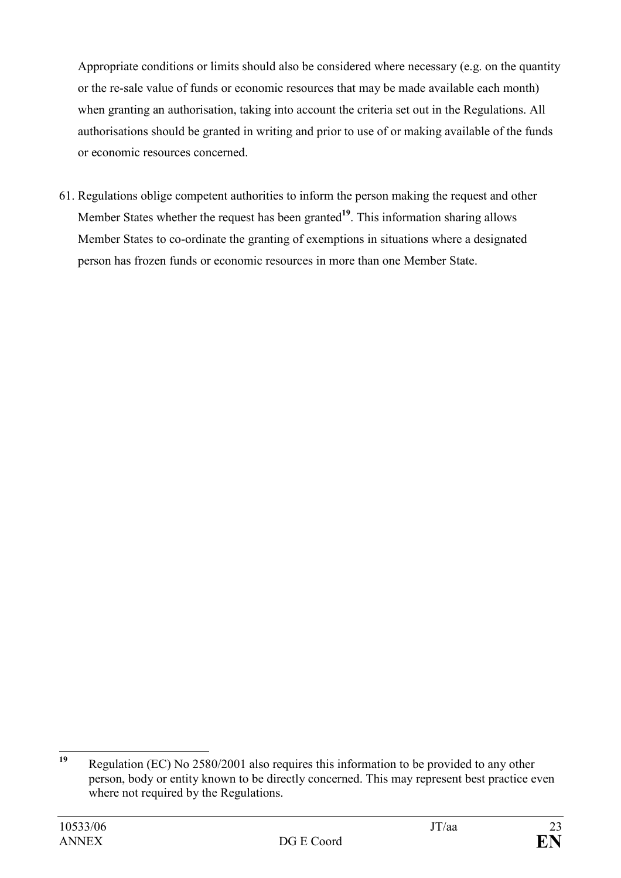Appropriate conditions or limits should also be considered where necessary (e.g. on the quantity or the re-sale value of funds or economic resources that may be made available each month) when granting an authorisation, taking into account the criteria set out in the Regulations. All authorisations should be granted in writing and prior to use of or making available of the funds or economic resources concerned.

61. Regulations oblige competent authorities to inform the person making the request and other Member States whether the request has been granted[19]. This information sharing allows Member States to co-ordinate the granting of exemptions in situations where a designated person has frozen funds or economic resources in more than one Member State.

---

[19] Regulation (EC) No 2580/2001 also requires this information to be provided to any other person, body or entity known to be directly concerned. This may represent best practice even where not required by the Regulations.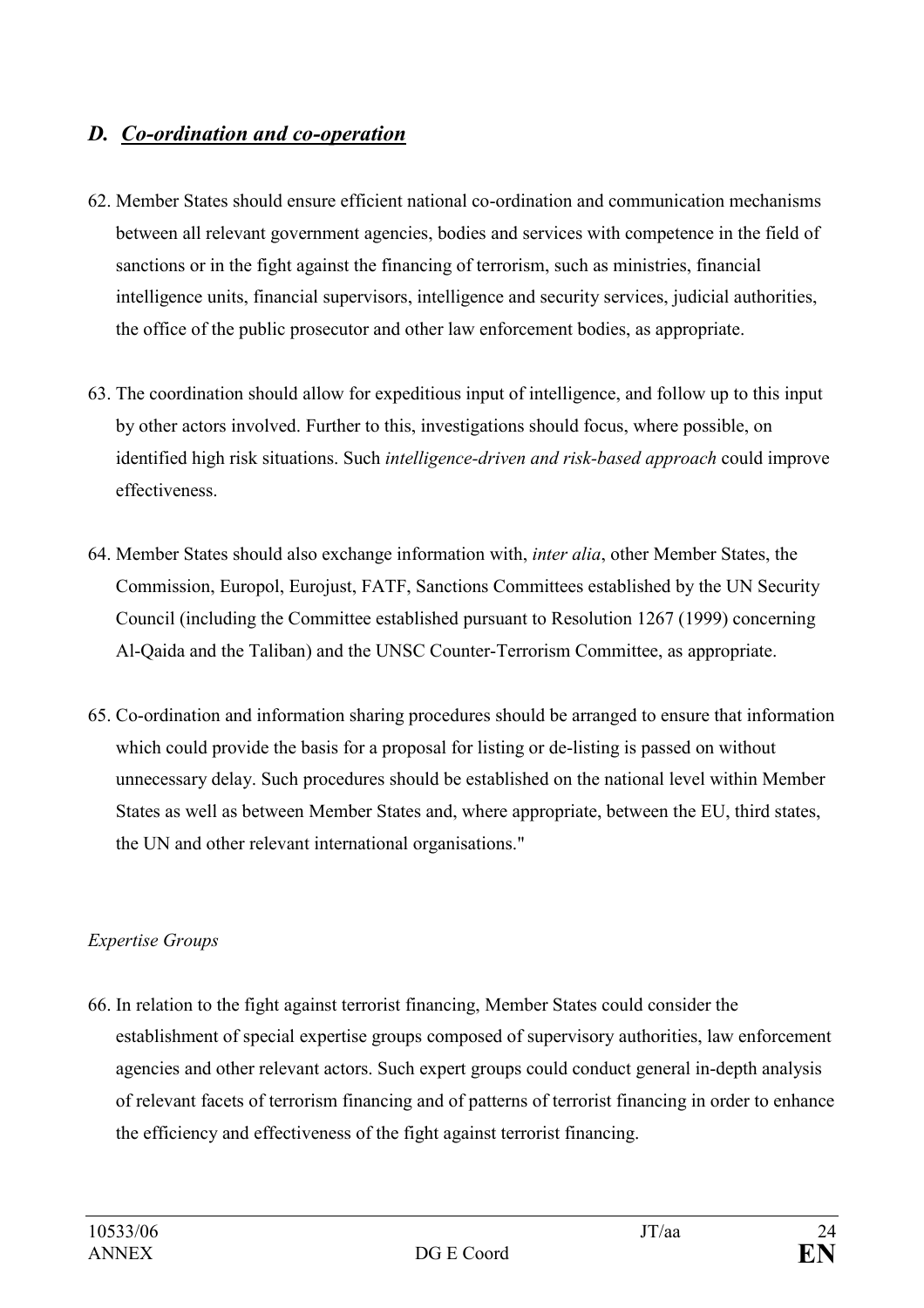## *D. Co-ordination and co-operation*

62. Member States should ensure efficient national co-ordination and communication mechanisms between all relevant government agencies, bodies and services with competence in the field of sanctions or in the fight against the financing of terrorism, such as ministries, financial intelligence units, financial supervisors, intelligence and security services, judicial authorities, the office of the public prosecutor and other law enforcement bodies, as appropriate.

63. The coordination should allow for expeditious input of intelligence, and follow up to this input by other actors involved. Further to this, investigations should focus, where possible, on identified high risk situations. Such *intelligence-driven and risk-based approach* could improve effectiveness.

64. Member States should also exchange information with, *inter alia*, other Member States, the Commission, Europol, Eurojust, FATF, Sanctions Committees established by the UN Security Council (including the Committee established pursuant to Resolution 1267 (1999) concerning Al-Qaida and the Taliban) and the UNSC Counter-Terrorism Committee, as appropriate.

65. Co-ordination and information sharing procedures should be arranged to ensure that information which could provide the basis for a proposal for listing or de-listing is passed on without unnecessary delay. Such procedures should be established on the national level within Member States as well as between Member States and, where appropriate, between the EU, third states, the UN and other relevant international organisations."

*Expertise Groups*

66. In relation to the fight against terrorist financing, Member States could consider the establishment of special expertise groups composed of supervisory authorities, law enforcement agencies and other relevant actors. Such expert groups could conduct general in-depth analysis of relevant facets of terrorism financing and of patterns of terrorist financing in order to enhance the efficiency and effectiveness of the fight against terrorist financing.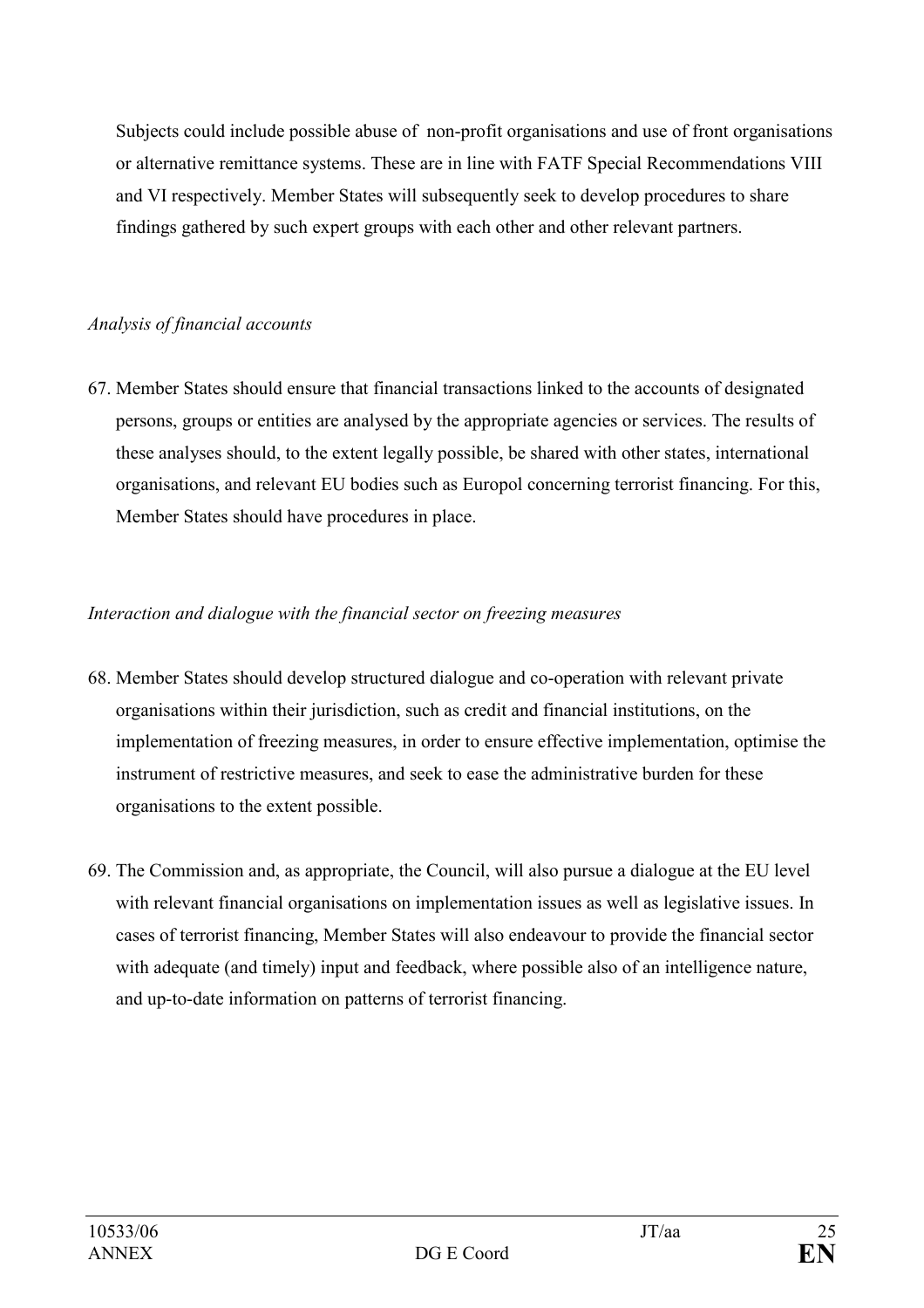Subjects could include possible abuse of non-profit organisations and use of front organisations or alternative remittance systems. These are in line with FATF Special Recommendations VIII and VI respectively. Member States will subsequently seek to develop procedures to share findings gathered by such expert groups with each other and other relevant partners.

*Analysis of financial accounts*

67. Member States should ensure that financial transactions linked to the accounts of designated persons, groups or entities are analysed by the appropriate agencies or services. The results of these analyses should, to the extent legally possible, be shared with other states, international organisations, and relevant EU bodies such as Europol concerning terrorist financing. For this, Member States should have procedures in place.

*Interaction and dialogue with the financial sector on freezing measures*

68. Member States should develop structured dialogue and co-operation with relevant private organisations within their jurisdiction, such as credit and financial institutions, on the implementation of freezing measures, in order to ensure effective implementation, optimise the instrument of restrictive measures, and seek to ease the administrative burden for these organisations to the extent possible.

69. The Commission and, as appropriate, the Council, will also pursue a dialogue at the EU level with relevant financial organisations on implementation issues as well as legislative issues. In cases of terrorist financing, Member States will also endeavour to provide the financial sector with adequate (and timely) input and feedback, where possible also of an intelligence nature, and up-to-date information on patterns of terrorist financing.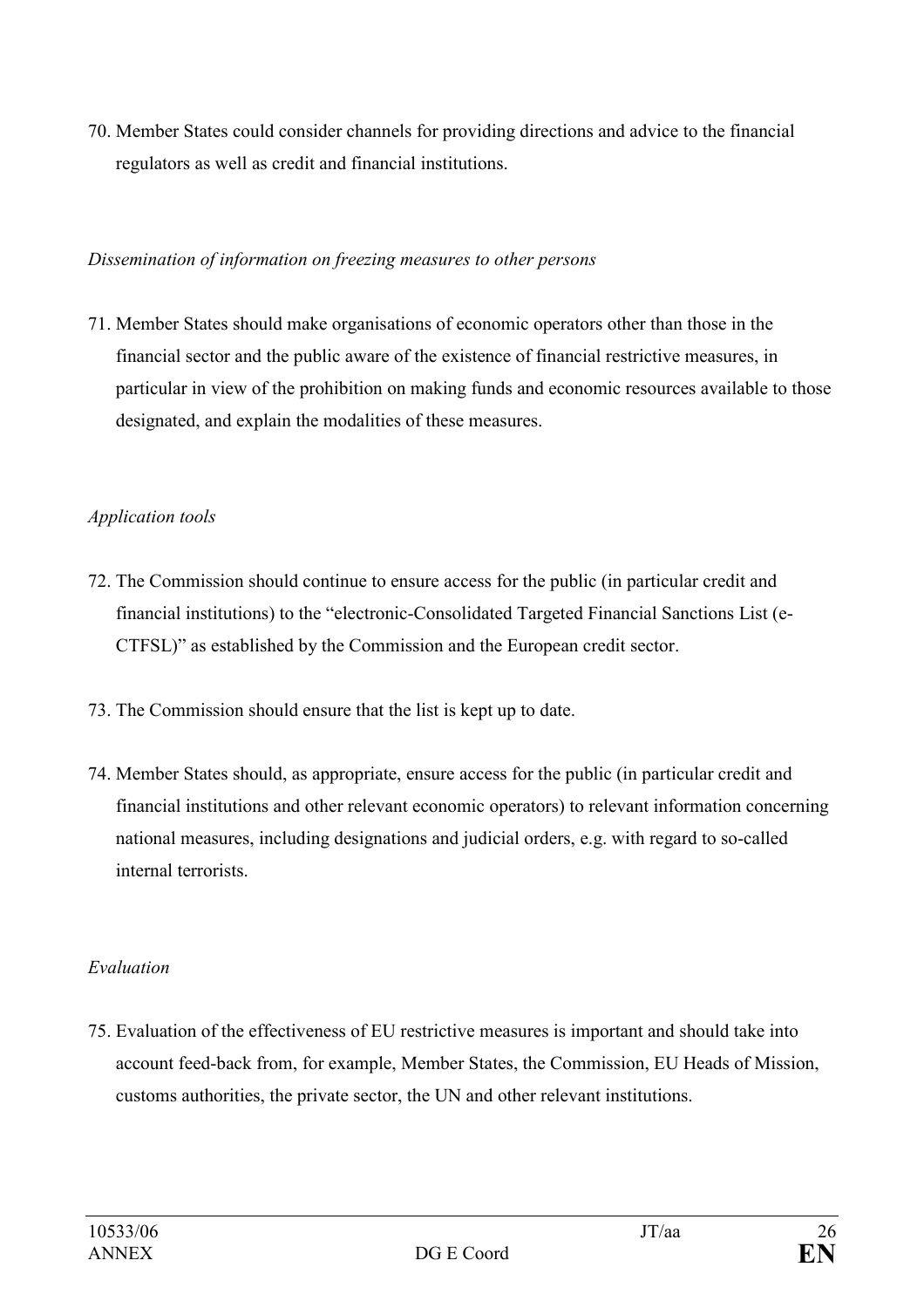70. Member States could consider channels for providing directions and advice to the financial regulators as well as credit and financial institutions.

*Dissemination of information on freezing measures to other persons*

71. Member States should make organisations of economic operators other than those in the financial sector and the public aware of the existence of financial restrictive measures, in particular in view of the prohibition on making funds and economic resources available to those designated, and explain the modalities of these measures.

*Application tools*

72. The Commission should continue to ensure access for the public (in particular credit and financial institutions) to the "electronic-Consolidated Targeted Financial Sanctions List (e-CTFSL)" as established by the Commission and the European credit sector.

73. The Commission should ensure that the list is kept up to date.

74. Member States should, as appropriate, ensure access for the public (in particular credit and financial institutions and other relevant economic operators) to relevant information concerning national measures, including designations and judicial orders, e.g. with regard to so-called internal terrorists.

*Evaluation*

75. Evaluation of the effectiveness of EU restrictive measures is important and should take into account feed-back from, for example, Member States, the Commission, EU Heads of Mission, customs authorities, the private sector, the UN and other relevant institutions.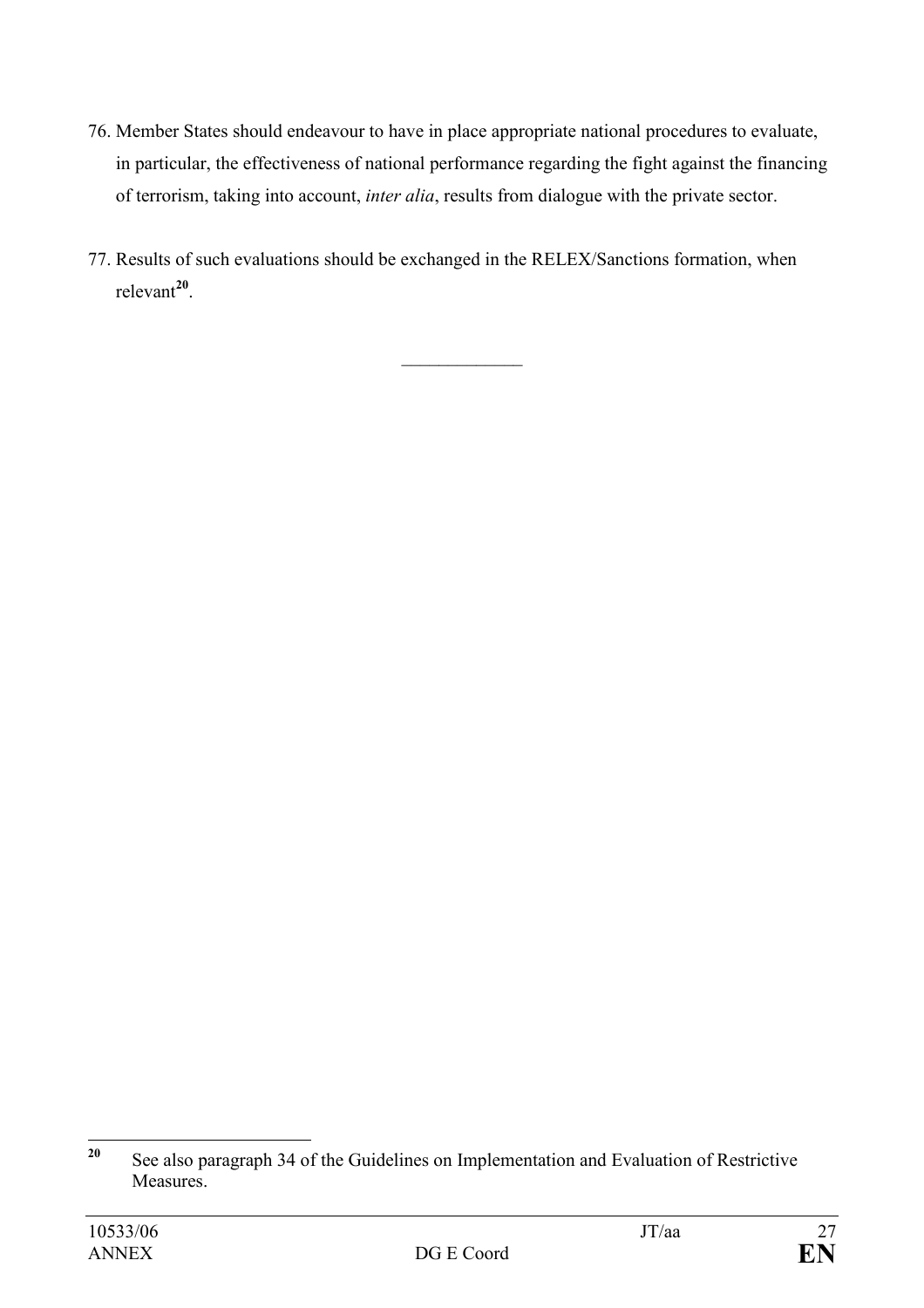76. Member States should endeavour to have in place appropriate national procedures to evaluate, in particular, the effectiveness of national performance regarding the fight against the financing of terrorism, taking into account, *inter alia*, results from dialogue with the private sector.

77. Results of such evaluations should be exchanged in the RELEX/Sanctions formation, when relevant[20].

---

[20] See also paragraph 34 of the Guidelines on Implementation and Evaluation of Restrictive Measures.